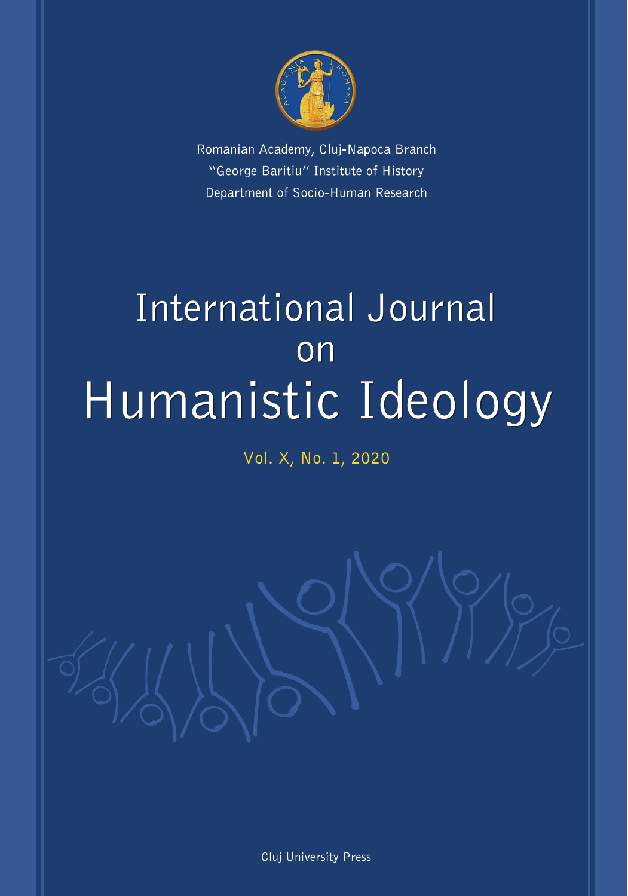Romanian Academy, Cluj-Napoca Branch
"George Baritiu" Institute of History
Department of Socio-Human Research

# International Journal on Humanistic Ideology

Vol. X, No. 1, 2020

Cluj University Press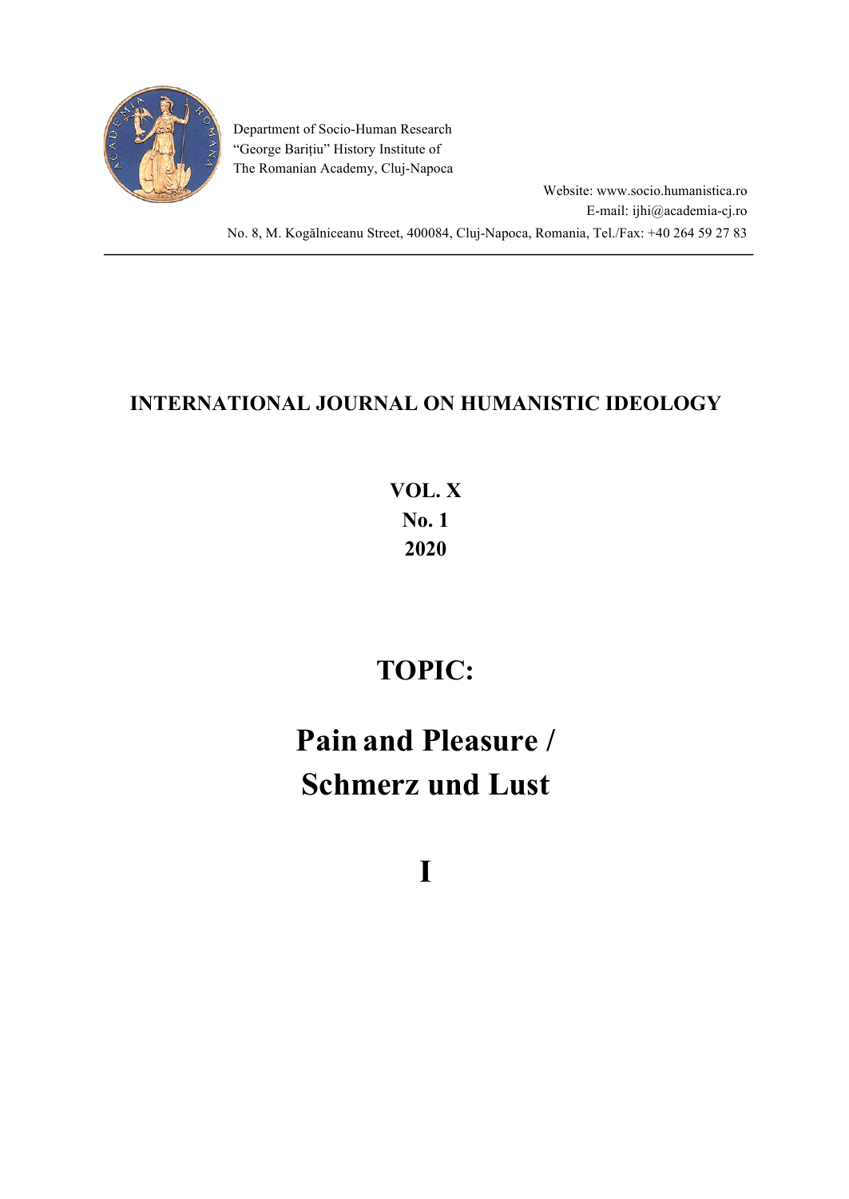Department of Socio-Human Research
"George Barițiu" History Institute of
The Romanian Academy, Cluj-Napoca

Website: www.socio.humanistica.ro
E-mail: ijhi@academia-cj.ro

No. 8, M. Kogălniceanu Street, 400084, Cluj-Napoca, Romania, Tel./Fax: +40 264 59 27 83

---

**INTERNATIONAL JOURNAL ON HUMANISTIC IDEOLOGY**

**VOL. X**
**No. 1**
**2020**

# TOPIC:

# Pain and Pleasure / Schmerz und Lust

# I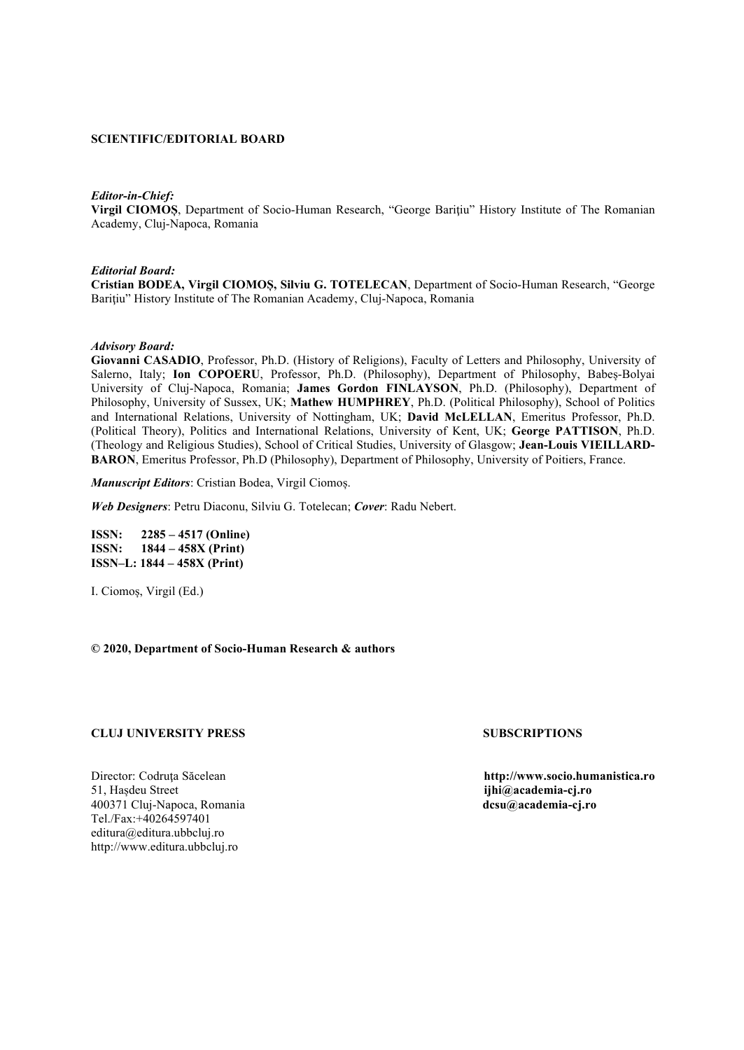**SCIENTIFIC/EDITORIAL BOARD**

***Editor-in-Chief:***
**Virgil CIOMOŞ**, Department of Socio-Human Research, "George Bariţiu" History Institute of The Romanian Academy, Cluj-Napoca, Romania

***Editorial Board:***
**Cristian BODEA, Virgil CIOMOŞ, Silviu G. TOTELECAN**, Department of Socio-Human Research, "George Bariţiu" History Institute of The Romanian Academy, Cluj-Napoca, Romania

***Advisory Board:***
**Giovanni CASADIO**, Professor, Ph.D. (History of Religions), Faculty of Letters and Philosophy, University of Salerno, Italy; **Ion COPOERU**, Professor, Ph.D. (Philosophy), Department of Philosophy, Babeş-Bolyai University of Cluj-Napoca, Romania; **James Gordon FINLAYSON**, Ph.D. (Philosophy), Department of Philosophy, University of Sussex, UK; **Mathew HUMPHREY**, Ph.D. (Political Philosophy), School of Politics and International Relations, University of Nottingham, UK; **David McLELLAN**, Emeritus Professor, Ph.D. (Political Theory), Politics and International Relations, University of Kent, UK; **George PATTISON**, Ph.D. (Theology and Religious Studies), School of Critical Studies, University of Glasgow; **Jean-Louis VIEILLARD-BARON**, Emeritus Professor, Ph.D (Philosophy), Department of Philosophy, University of Poitiers, France.

***Manuscript Editors***: Cristian Bodea, Virgil Ciomoş.

***Web Designers***: Petru Diaconu, Silviu G. Totelecan; ***Cover***: Radu Nebert.

**ISSN: 2285 – 4517 (Online)**
**ISSN: 1844 – 458X (Print)**
**ISSN–L: 1844 – 458X (Print)**

I. Ciomoş, Virgil (Ed.)

**© 2020, Department of Socio-Human Research & authors**

**CLUJ UNIVERSITY PRESS**

Director: Codruţa Săcelean
51, Haşdeu Street
400371 Cluj-Napoca, Romania
Tel./Fax:+40264597401
editura@editura.ubbcluj.ro
http://www.editura.ubbcluj.ro

**SUBSCRIPTIONS**

**http://www.socio.humanistica.ro**
**ijhi@academia-cj.ro**
**dcsu@academia-cj.ro**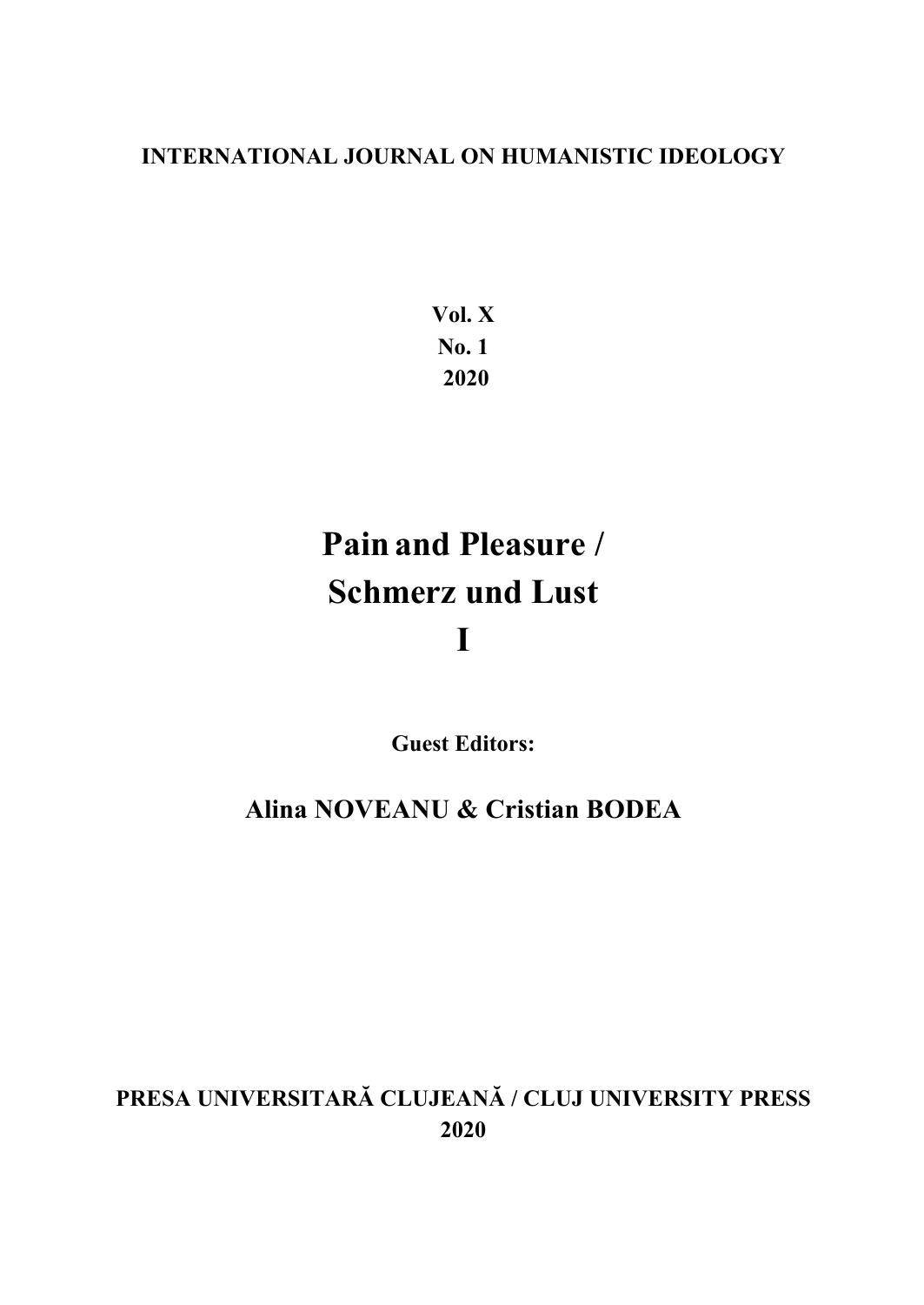**INTERNATIONAL JOURNAL ON HUMANISTIC IDEOLOGY**

**Vol. X**
**No. 1**
**2020**

# Pain and Pleasure / Schmerz und Lust I

**Guest Editors:**

**Alina NOVEANU & Cristian BODEA**

**PRESA UNIVERSITARĂ CLUJEANĂ / CLUJ UNIVERSITY PRESS**
**2020**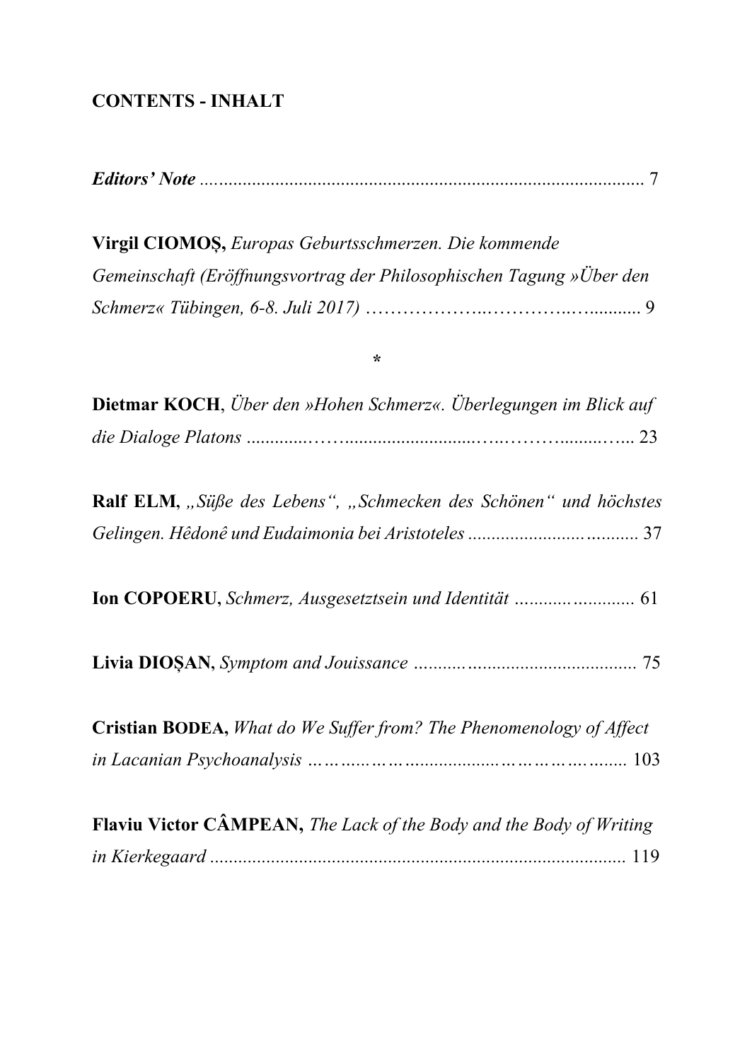**CONTENTS - INHALT**

***Editors' Note*** ............................................................................................ 7

**Virgil CIOMOȘ,** *Europas Geburtsschmerzen. Die kommende Gemeinschaft (Eröffnungsvortrag der Philosophischen Tagung »Über den Schmerz« Tübingen, 6-8. Juli 2017)* ……………….……….….......... 9

*

**Dietmar KOCH**, *Über den »Hohen Schmerz«. Überlegungen im Blick auf die Dialoge Platons* ............……...........................….………........….. 23

**Ralf ELM,** *„Süße des Lebens", „Schmecken des Schönen" und höchstes Gelingen. Hêdonê und Eudaimonia bei Aristoteles* ......................…......... 37

**Ion COPOERU,** *Schmerz, Ausgesetztsein und Identität* ...........…......... 61

**Livia DIOȘAN,** *Symptom and Jouissance* .............…................................ 75

**Cristian BODEA,** *What do We Suffer from? The Phenomenology of Affect in Lacanian Psychoanalysis* ……..…………...................…………….…...... 103

**Flaviu Victor CÂMPEAN,** *The Lack of the Body and the Body of Writing in Kierkegaard* ......................................................................................... 119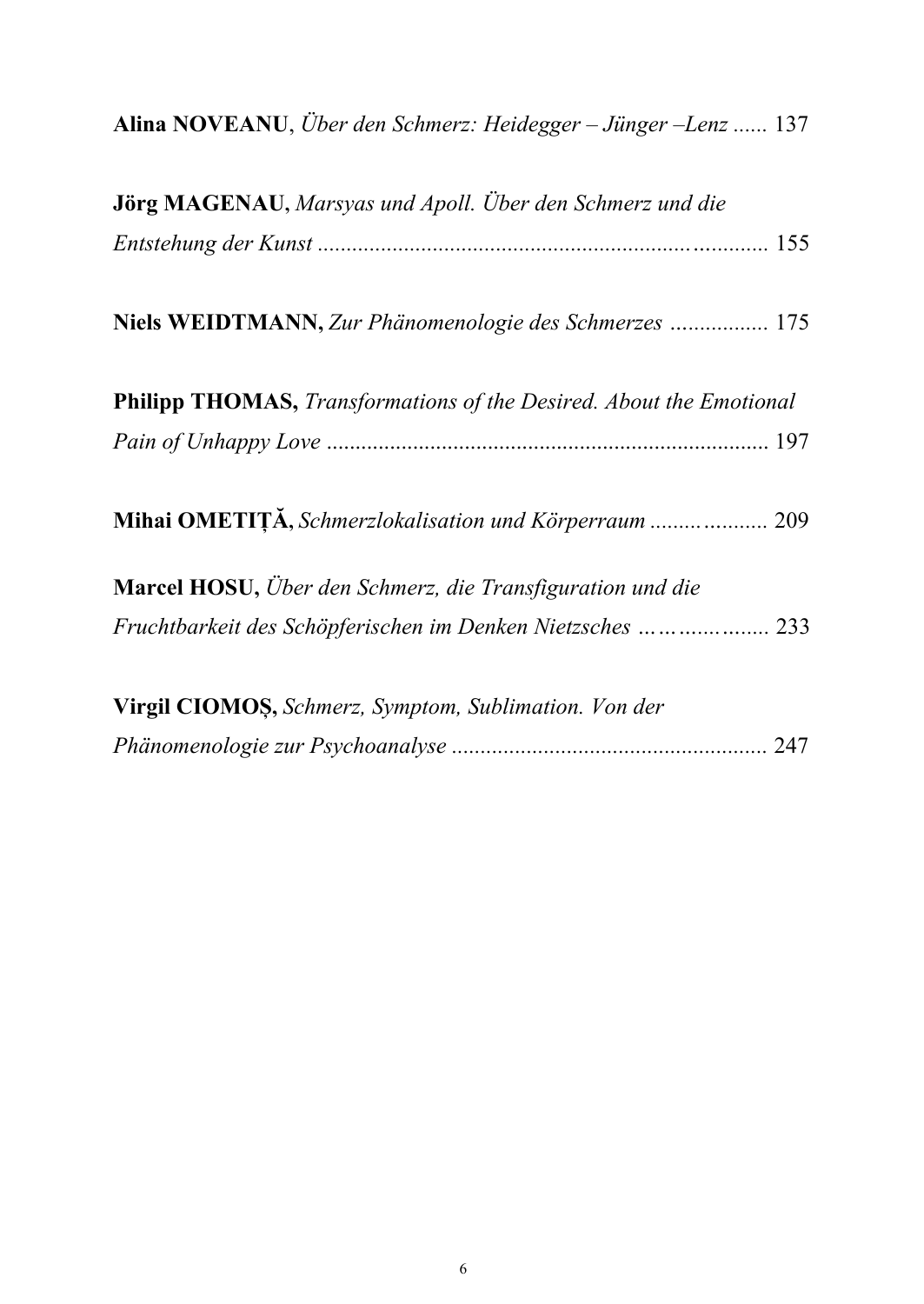**Alina NOVEANU**, *Über den Schmerz: Heidegger – Jünger –Lenz* ...... 137

**Jörg MAGENAU**, *Marsyas und Apoll. Über den Schmerz und die Entstehung der Kunst* ............................................................................ 155

**Niels WEIDTMANN,** *Zur Phänomenologie des Schmerzes* ................. 175

**Philipp THOMAS,** *Transformations of the Desired. About the Emotional Pain of Unhappy Love* ............................................................................ 197

**Mihai OMETIȚĂ,** *Schmerzlokalisation und Körperraum* ....................... 209

**Marcel HOSU,** *Über den Schmerz, die Transfiguration und die Fruchtbarkeit des Schöpferischen im Denken Nietzsches* ....................... 233

**Virgil CIOMOȘ,** *Schmerz, Symptom, Sublimation. Von der Phänomenologie zur Psychoanalyse* ...................................................... 247